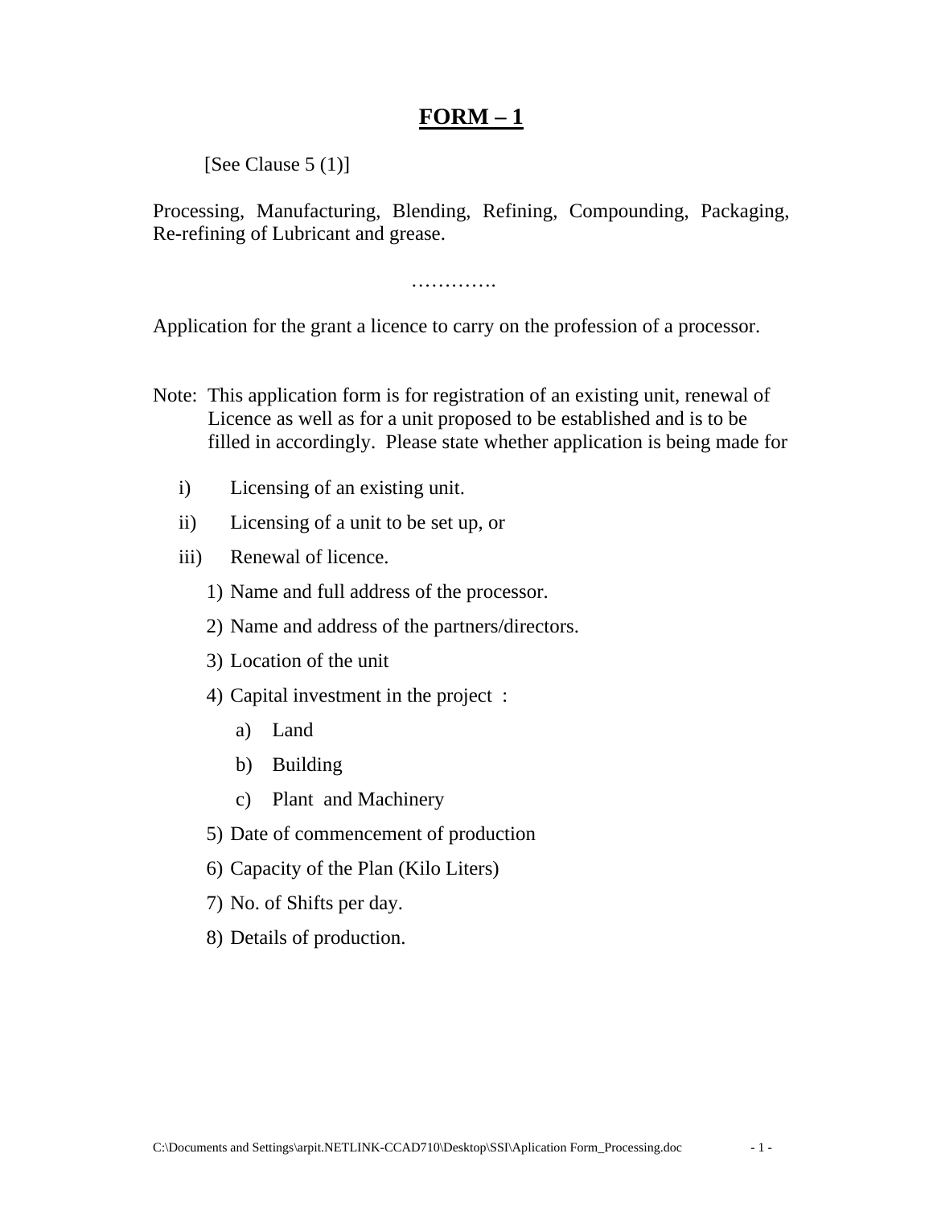# FORM – 1

[See Clause 5 (1)]

Processing, Manufacturing, Blending, Refining, Compounding, Packaging, Re-refining of Lubricant and grease.

………….

Application for the grant a licence to carry on the profession of a processor.

Note: This application form is for registration of an existing unit, renewal of Licence as well as for a unit proposed to be established and is to be filled in accordingly. Please state whether application is being made for

i) Licensing of an existing unit.

ii) Licensing of a unit to be set up, or

iii) Renewal of licence.

1) Name and full address of the processor.
2) Name and address of the partners/directors.
3) Location of the unit
4) Capital investment in the project :
   a) Land
   b) Building
   c) Plant and Machinery
5) Date of commencement of production
6) Capacity of the Plan (Kilo Liters)
7) No. of Shifts per day.
8) Details of production.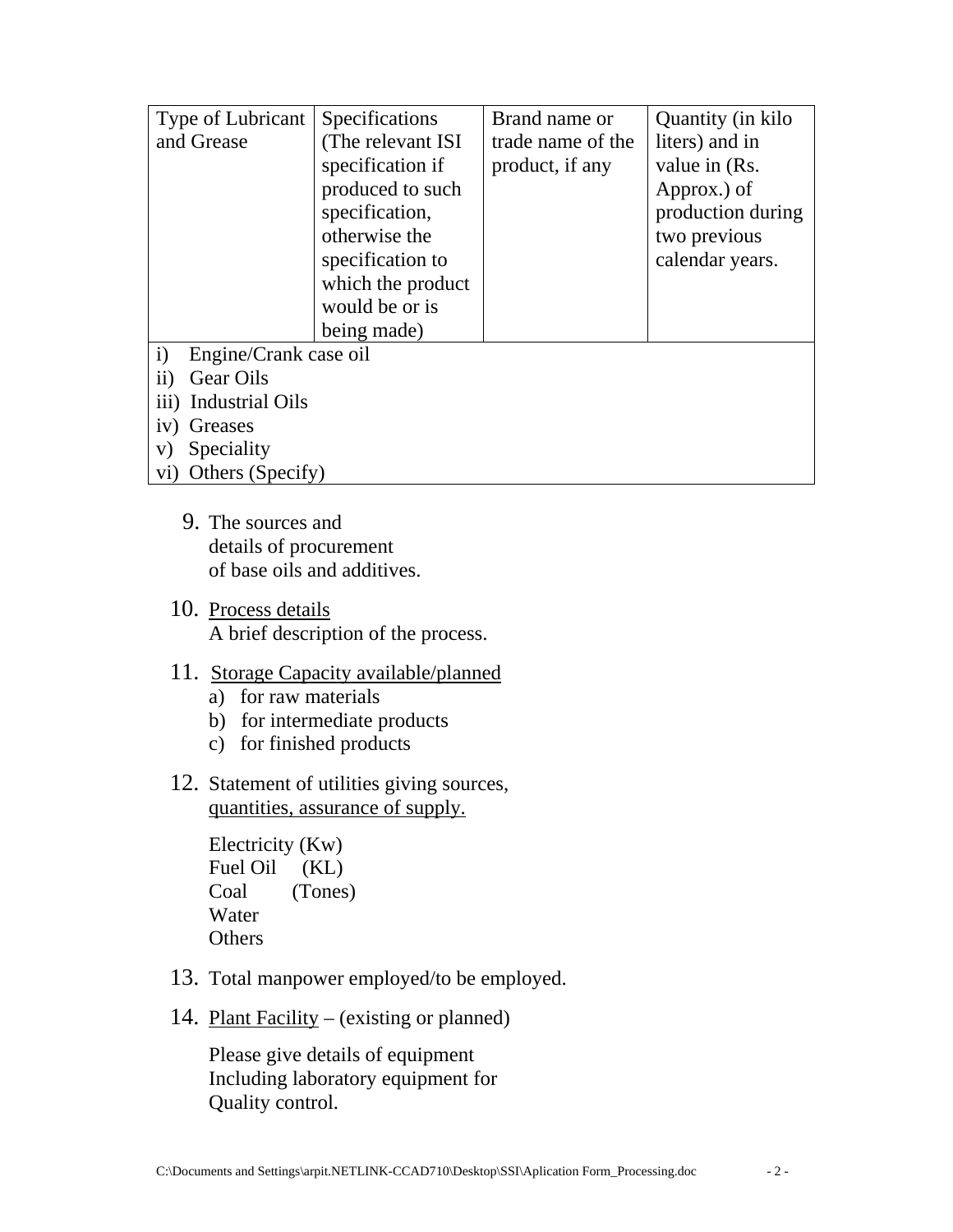| Type of Lubricant and Grease | Specifications (The relevant ISI specification if produced to such specification, otherwise the specification to which the product would be or is being made) | Brand name or trade name of the product, if any | Quantity (in kilo liters) and in value in (Rs. Approx.) of production during two previous calendar years. |
|---|---|---|---|
| i) Engine/Crank case oil | | | |
| ii) Gear Oils | | | |
| iii) Industrial Oils | | | |
| iv) Greases | | | |
| v) Speciality | | | |
| vi) Others (Specify) | | | |

9. The sources and details of procurement of base oils and additives.

10. Process details
    A brief description of the process.

11. Storage Capacity available/planned
    a) for raw materials
    b) for intermediate products
    c) for finished products

12. Statement of utilities giving sources, quantities, assurance of supply.

    Electricity (Kw)
    Fuel Oil (KL)
    Coal (Tones)
    Water
    Others

13. Total manpower employed/to be employed.

14. Plant Facility – (existing or planned)

    Please give details of equipment Including laboratory equipment for Quality control.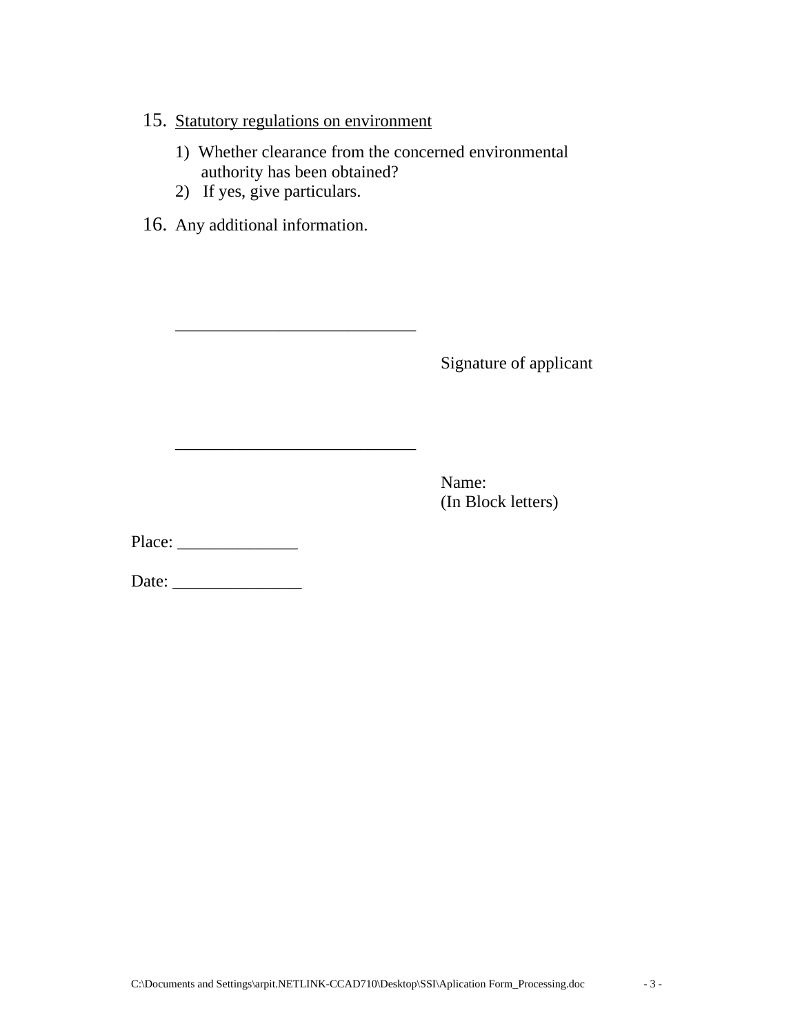15. Statutory regulations on environment

    1) Whether clearance from the concerned environmental authority has been obtained?
    2) If yes, give particulars.

16. Any additional information.

____________________________

Signature of applicant

____________________________

Name:
(In Block letters)

Place: ______________

Date: _______________